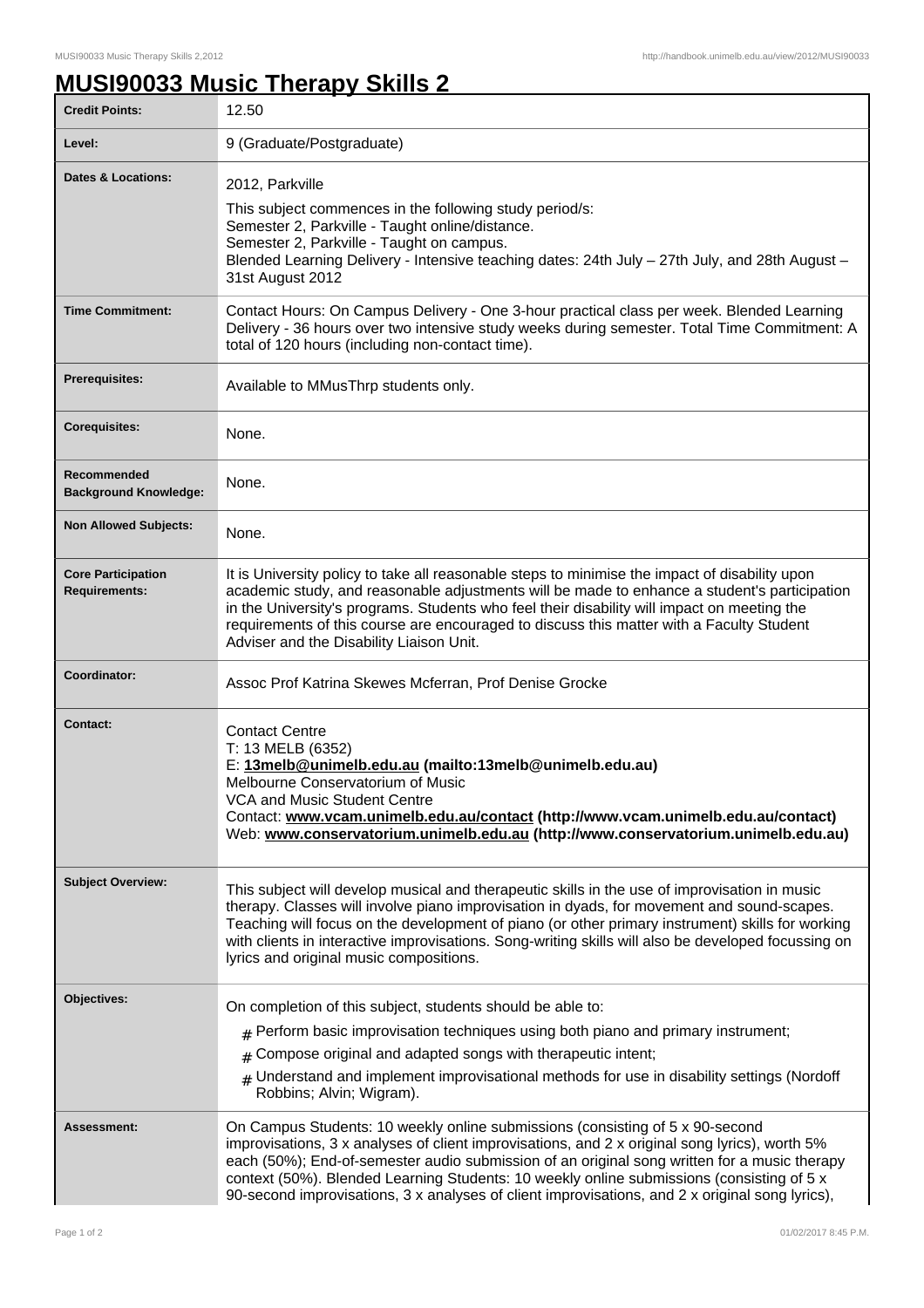# MUSI90033 Music Therapy Skills 2

| | |
|---|---|
| **Credit Points:** | 12.50 |
| **Level:** | 9 (Graduate/Postgraduate) |
| **Dates & Locations:** | 2012, Parkville<br>This subject commences in the following study period/s:<br>Semester 2, Parkville - Taught online/distance.<br>Semester 2, Parkville - Taught on campus.<br>Blended Learning Delivery - Intensive teaching dates: 24th July – 27th July, and 28th August – 31st August 2012 |
| **Time Commitment:** | Contact Hours: On Campus Delivery - One 3-hour practical class per week. Blended Learning Delivery - 36 hours over two intensive study weeks during semester. Total Time Commitment: A total of 120 hours (including non-contact time). |
| **Prerequisites:** | Available to MMusThrp students only. |
| **Corequisites:** | None. |
| **Recommended Background Knowledge:** | None. |
| **Non Allowed Subjects:** | None. |
| **Core Participation Requirements:** | It is University policy to take all reasonable steps to minimise the impact of disability upon academic study, and reasonable adjustments will be made to enhance a student's participation in the University's programs. Students who feel their disability will impact on meeting the requirements of this course are encouraged to discuss this matter with a Faculty Student Adviser and the Disability Liaison Unit. |
| **Coordinator:** | Assoc Prof Katrina Skewes Mcferran, Prof Denise Grocke |
| **Contact:** | Contact Centre<br>T: 13 MELB (6352)<br>E: **13melb@unimelb.edu.au (mailto:13melb@unimelb.edu.au)**<br>Melbourne Conservatorium of Music<br>VCA and Music Student Centre<br>Contact: **www.vcam.unimelb.edu.au/contact (http://www.vcam.unimelb.edu.au/contact)**<br>Web: **www.conservatorium.unimelb.edu.au (http://www.conservatorium.unimelb.edu.au)** |
| **Subject Overview:** | This subject will develop musical and therapeutic skills in the use of improvisation in music therapy. Classes will involve piano improvisation in dyads, for movement and sound-scapes. Teaching will focus on the development of piano (or other primary instrument) skills for working with clients in interactive improvisations. Song-writing skills will also be developed focussing on lyrics and original music compositions. |
| **Objectives:** | On completion of this subject, students should be able to:<br># Perform basic improvisation techniques using both piano and primary instrument;<br># Compose original and adapted songs with therapeutic intent;<br># Understand and implement improvisational methods for use in disability settings (Nordoff Robbins; Alvin; Wigram). |
| **Assessment:** | On Campus Students: 10 weekly online submissions (consisting of 5 x 90-second improvisations, 3 x analyses of client improvisations, and 2 x original song lyrics), worth 5% each (50%); End-of-semester audio submission of an original song written for a music therapy context (50%). Blended Learning Students: 10 weekly online submissions (consisting of 5 x 90-second improvisations, 3 x analyses of client improvisations, and 2 x original song lyrics), |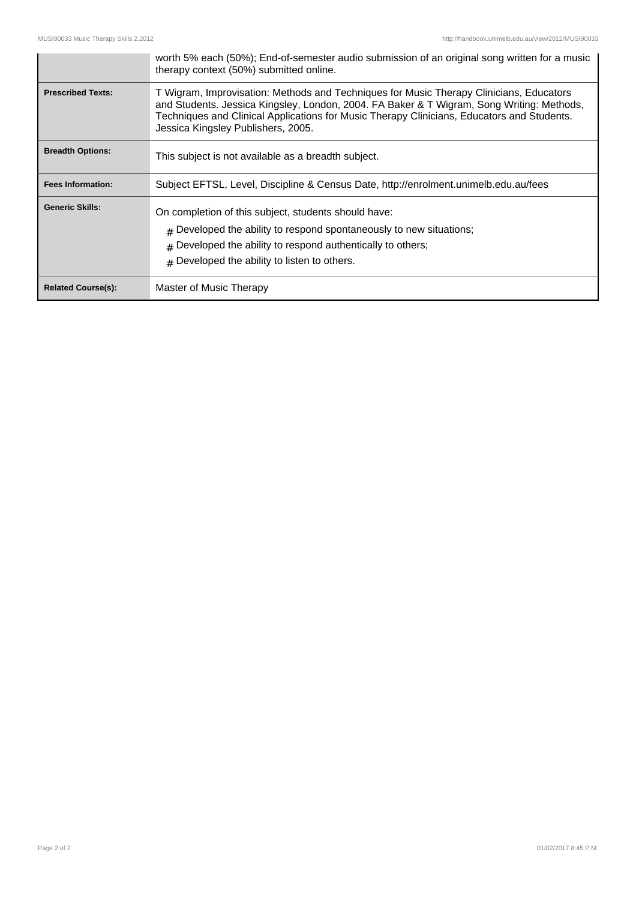| | |
|---|---|
| | worth 5% each (50%); End-of-semester audio submission of an original song written for a music therapy context (50%) submitted online. |
| **Prescribed Texts:** | T Wigram, Improvisation: Methods and Techniques for Music Therapy Clinicians, Educators and Students. Jessica Kingsley, London, 2004. FA Baker & T Wigram, Song Writing: Methods, Techniques and Clinical Applications for Music Therapy Clinicians, Educators and Students. Jessica Kingsley Publishers, 2005. |
| **Breadth Options:** | This subject is not available as a breadth subject. |
| **Fees Information:** | Subject EFTSL, Level, Discipline & Census Date, http://enrolment.unimelb.edu.au/fees |
| **Generic Skills:** | On completion of this subject, students should have: # Developed the ability to respond spontaneously to new situations; # Developed the ability to respond authentically to others; # Developed the ability to listen to others. |
| **Related Course(s):** | Master of Music Therapy |